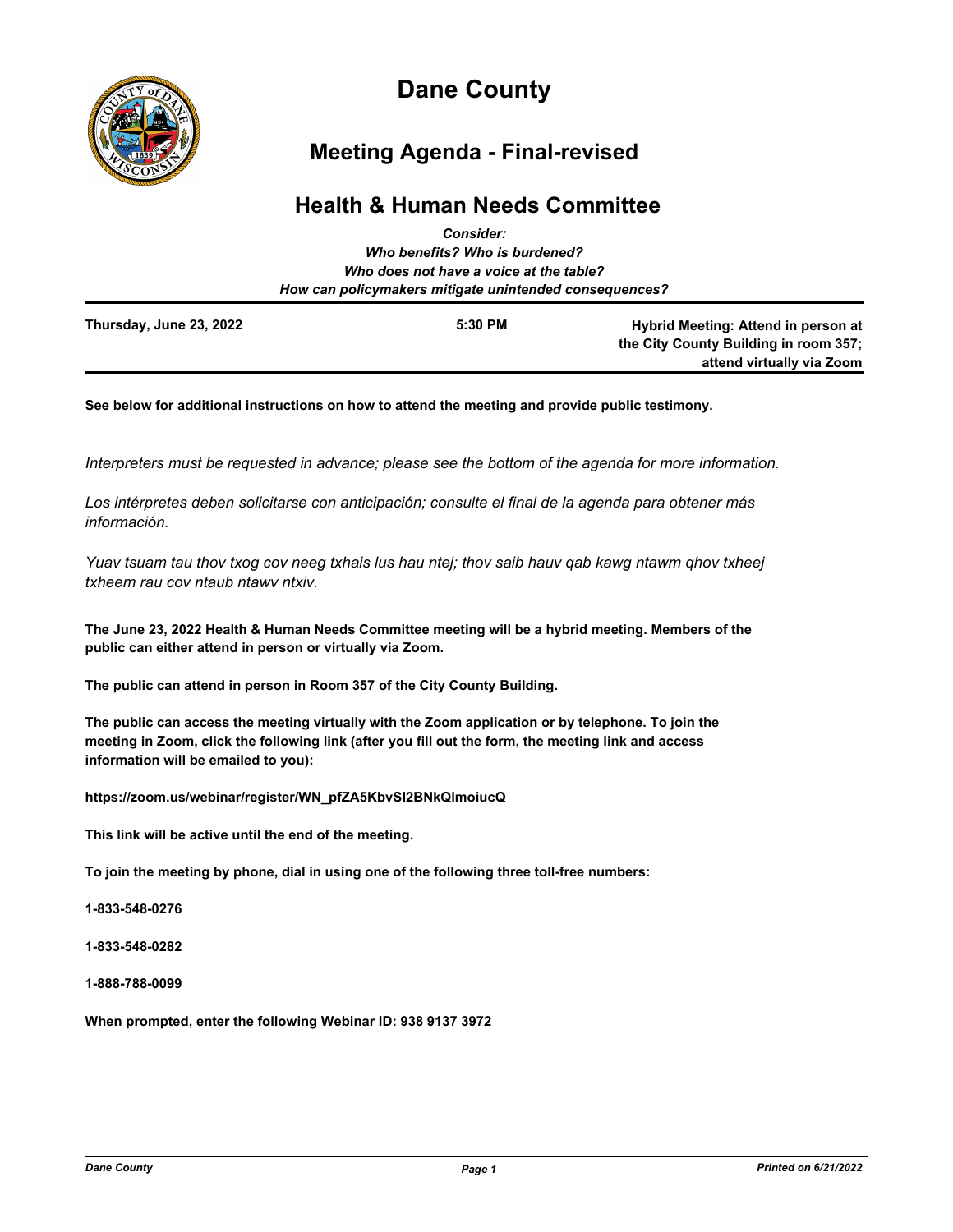# Dane County

## Meeting Agenda - Final-revised

## Health & Human Needs Committee

***Consider:***
***Who benefits? Who is burdened?***
***Who does not have a voice at the table?***
***How can policymakers mitigate unintended consequences?***

| Thursday, June 23, 2022 | 5:30 PM | Hybrid Meeting: Attend in person at the City County Building in room 357; attend virtually via Zoom |
|---|---|---|

**See below for additional instructions on how to attend the meeting and provide public testimony.**

*Interpreters must be requested in advance; please see the bottom of the agenda for more information.*

*Los intérpretes deben solicitarse con anticipación; consulte el final de la agenda para obtener más información.*

*Yuav tsuam tau thov txog cov neeg txhais lus hau ntej; thov saib hauv qab kawg ntawm qhov txheej txheem rau cov ntaub ntawv ntxiv.*

**The June 23, 2022 Health & Human Needs Committee meeting will be a hybrid meeting. Members of the public can either attend in person or virtually via Zoom.**

**The public can attend in person in Room 357 of the City County Building.**

**The public can access the meeting virtually with the Zoom application or by telephone. To join the meeting in Zoom, click the following link (after you fill out the form, the meeting link and access information will be emailed to you):**

**https://zoom.us/webinar/register/WN_pfZA5KbvSI2BNkQlmoiucQ**

**This link will be active until the end of the meeting.**

**To join the meeting by phone, dial in using one of the following three toll-free numbers:**

**1-833-548-0276**

**1-833-548-0282**

**1-888-788-0099**

**When prompted, enter the following Webinar ID: 938 9137 3972**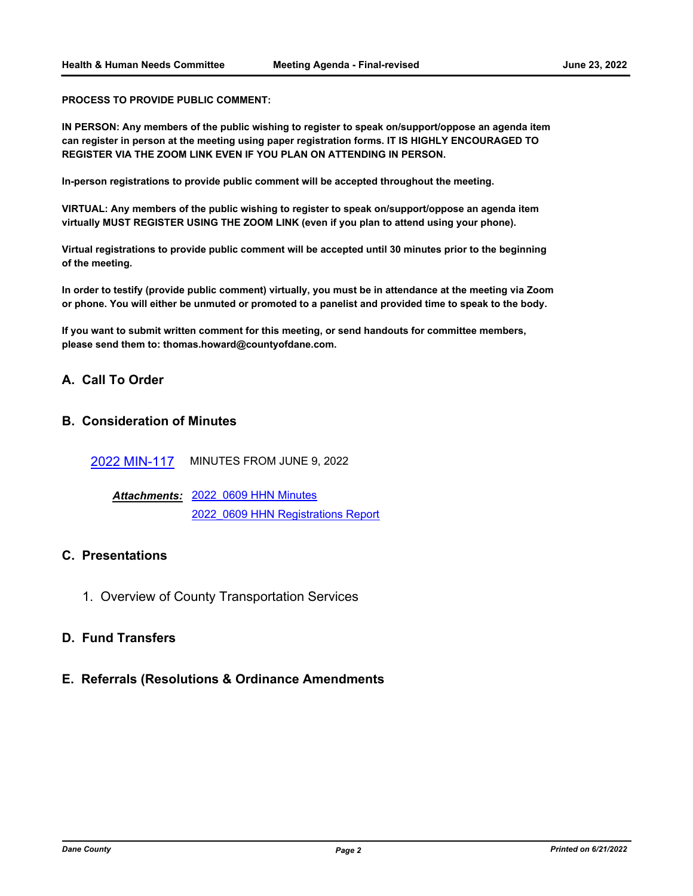**PROCESS TO PROVIDE PUBLIC COMMENT:**

**IN PERSON: Any members of the public wishing to register to speak on/support/oppose an agenda item can register in person at the meeting using paper registration forms. IT IS HIGHLY ENCOURAGED TO REGISTER VIA THE ZOOM LINK EVEN IF YOU PLAN ON ATTENDING IN PERSON.**

**In-person registrations to provide public comment will be accepted throughout the meeting.**

**VIRTUAL: Any members of the public wishing to register to speak on/support/oppose an agenda item virtually MUST REGISTER USING THE ZOOM LINK (even if you plan to attend using your phone).**

**Virtual registrations to provide public comment will be accepted until 30 minutes prior to the beginning of the meeting.**

**In order to testify (provide public comment) virtually, you must be in attendance at the meeting via Zoom or phone. You will either be unmuted or promoted to a panelist and provided time to speak to the body.**

**If you want to submit written comment for this meeting, or send handouts for committee members, please send them to: thomas.howard@countyofdane.com.**

## A. Call To Order

## B. Consideration of Minutes

2022 MIN-117 MINUTES FROM JUNE 9, 2022

***Attachments:*** 2022_0609 HHN Minutes
2022_0609 HHN Registrations Report

## C. Presentations

1. Overview of County Transportation Services

## D. Fund Transfers

## E. Referrals (Resolutions & Ordinance Amendments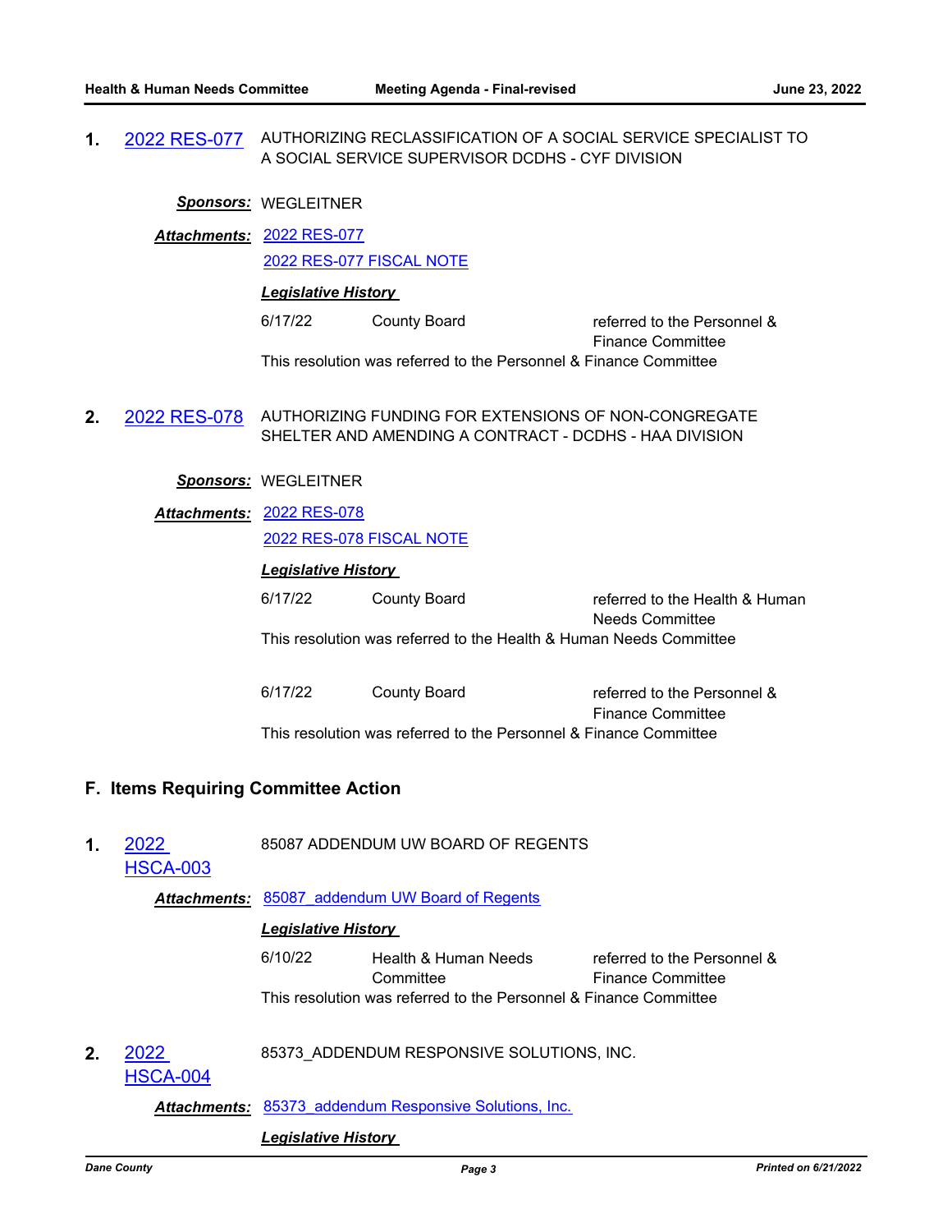**1.** 2022 RES-077 AUTHORIZING RECLASSIFICATION OF A SOCIAL SERVICE SPECIALIST TO A SOCIAL SERVICE SUPERVISOR DCDHS - CYF DIVISION

***Sponsors:*** WEGLEITNER

***Attachments:*** 2022 RES-077
2022 RES-077 FISCAL NOTE

***Legislative History***

| | | |
|---|---|---|
| 6/17/22 | County Board | referred to the Personnel & Finance Committee |

This resolution was referred to the Personnel & Finance Committee

**2.** 2022 RES-078 AUTHORIZING FUNDING FOR EXTENSIONS OF NON-CONGREGATE SHELTER AND AMENDING A CONTRACT - DCDHS - HAA DIVISION

***Sponsors:*** WEGLEITNER

***Attachments:*** 2022 RES-078
2022 RES-078 FISCAL NOTE

***Legislative History***

| | | |
|---|---|---|
| 6/17/22 | County Board | referred to the Health & Human Needs Committee |

This resolution was referred to the Health & Human Needs Committee

| | | |
|---|---|---|
| 6/17/22 | County Board | referred to the Personnel & Finance Committee |

This resolution was referred to the Personnel & Finance Committee

## F. Items Requiring Committee Action

**1.** 2022 HSCA-003 85087 ADDENDUM UW BOARD OF REGENTS

***Attachments:*** 85087_addendum UW Board of Regents

***Legislative History***

| | | |
|---|---|---|
| 6/10/22 | Health & Human Needs Committee | referred to the Personnel & Finance Committee |

This resolution was referred to the Personnel & Finance Committee

**2.** 2022 HSCA-004 85373_ADDENDUM RESPONSIVE SOLUTIONS, INC.

***Attachments:*** 85373_addendum Responsive Solutions, Inc.

***Legislative History***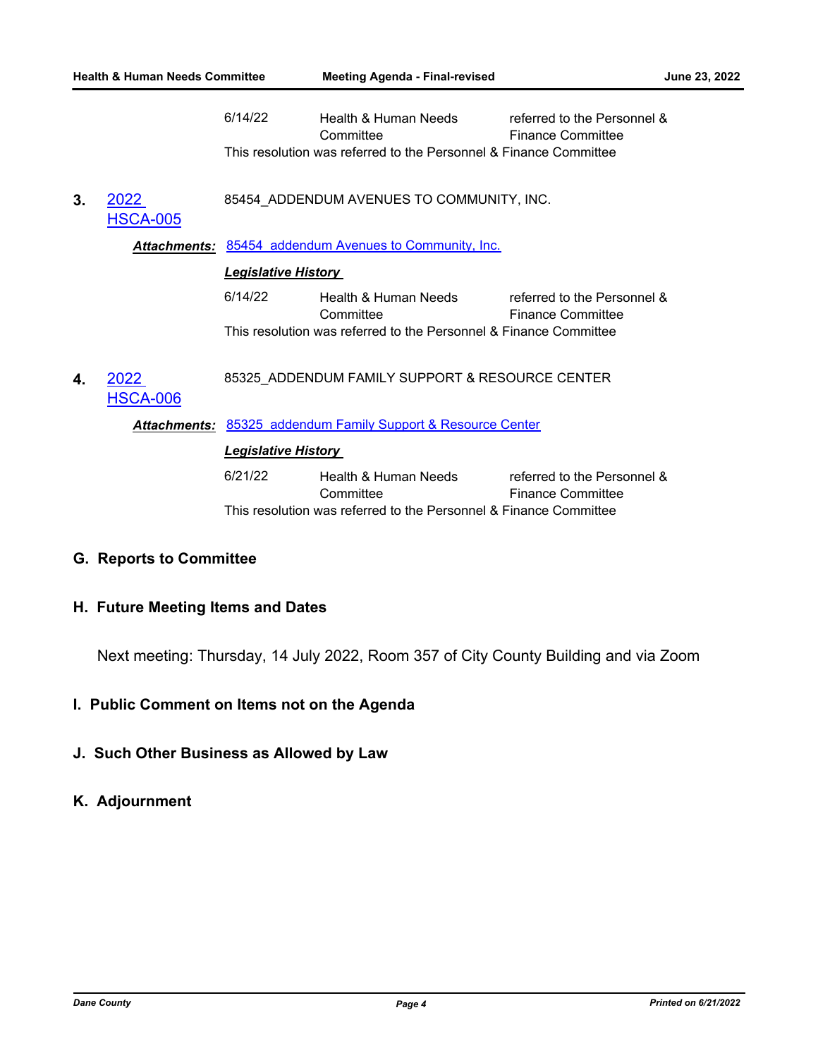| | | |
|---|---|---|
| 6/14/22 | Health & Human Needs Committee | referred to the Personnel & Finance Committee |

This resolution was referred to the Personnel & Finance Committee

**3.** [2022 HSCA-005] 85454_ADDENDUM AVENUES TO COMMUNITY, INC.

***Attachments:*** [85454_addendum Avenues to Community, Inc.]

***Legislative History***

| | | |
|---|---|---|
| 6/14/22 | Health & Human Needs Committee | referred to the Personnel & Finance Committee |

This resolution was referred to the Personnel & Finance Committee

**4.** [2022 HSCA-006] 85325_ADDENDUM FAMILY SUPPORT & RESOURCE CENTER

***Attachments:*** [85325_addendum Family Support & Resource Center]

***Legislative History***

| | | |
|---|---|---|
| 6/21/22 | Health & Human Needs Committee | referred to the Personnel & Finance Committee |

This resolution was referred to the Personnel & Finance Committee

## G. Reports to Committee

## H. Future Meeting Items and Dates

Next meeting: Thursday, 14 July 2022, Room 357 of City County Building and via Zoom

## I. Public Comment on Items not on the Agenda

## J. Such Other Business as Allowed by Law

## K. Adjournment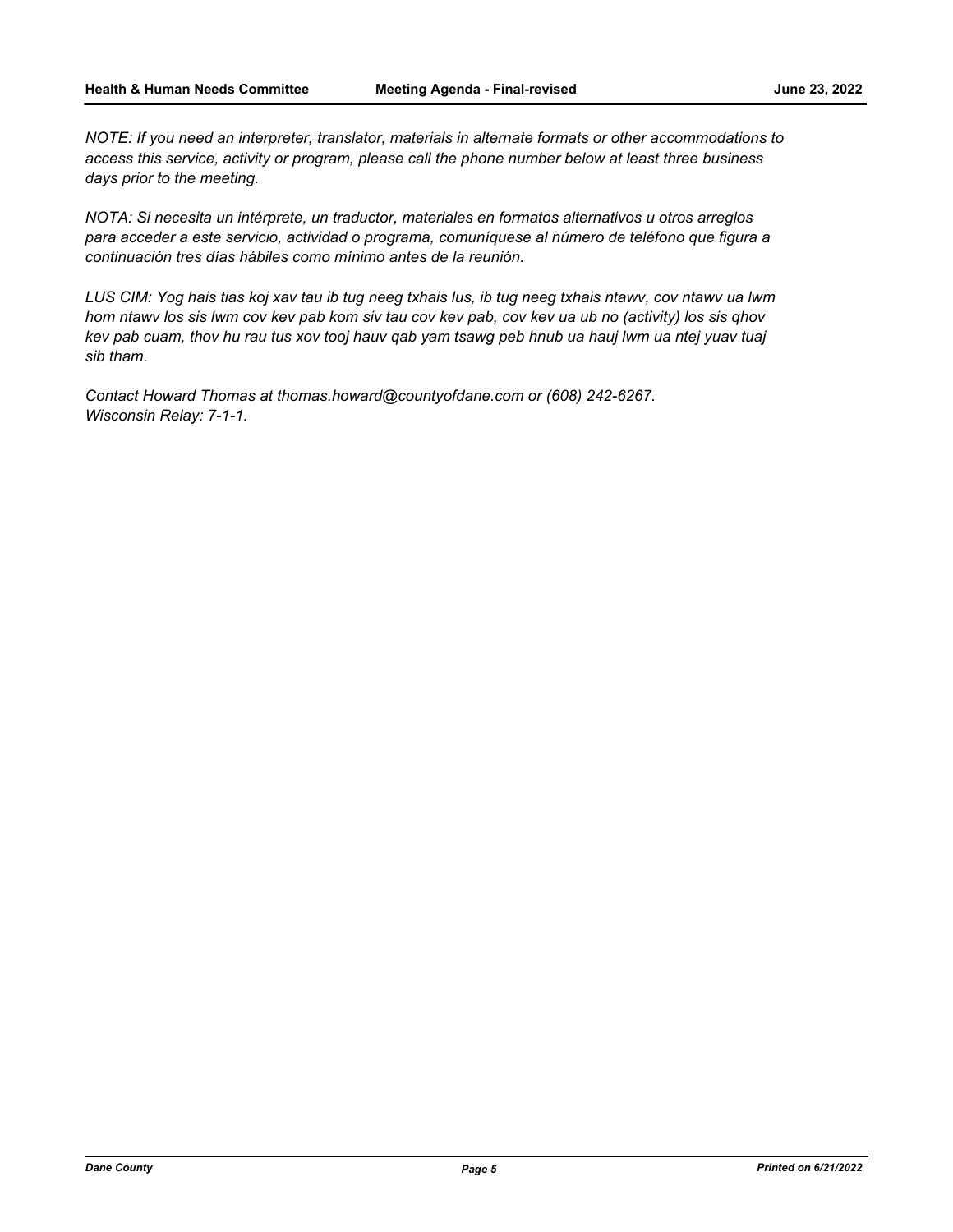*NOTE: If you need an interpreter, translator, materials in alternate formats or other accommodations to access this service, activity or program, please call the phone number below at least three business days prior to the meeting.*

*NOTA: Si necesita un intérprete, un traductor, materiales en formatos alternativos u otros arreglos para acceder a este servicio, actividad o programa, comuníquese al número de teléfono que figura a continuación tres días hábiles como mínimo antes de la reunión.*

*LUS CIM: Yog hais tias koj xav tau ib tug neeg txhais lus, ib tug neeg txhais ntawv, cov ntawv ua lwm hom ntawv los sis lwm cov kev pab kom siv tau cov kev pab, cov kev ua ub no (activity) los sis qhov kev pab cuam, thov hu rau tus xov tooj hauv qab yam tsawg peb hnub ua hauj lwm ua ntej yuav tuaj sib tham.*

*Contact Howard Thomas at thomas.howard@countyofdane.com or (608) 242-6267.*
*Wisconsin Relay: 7-1-1.*